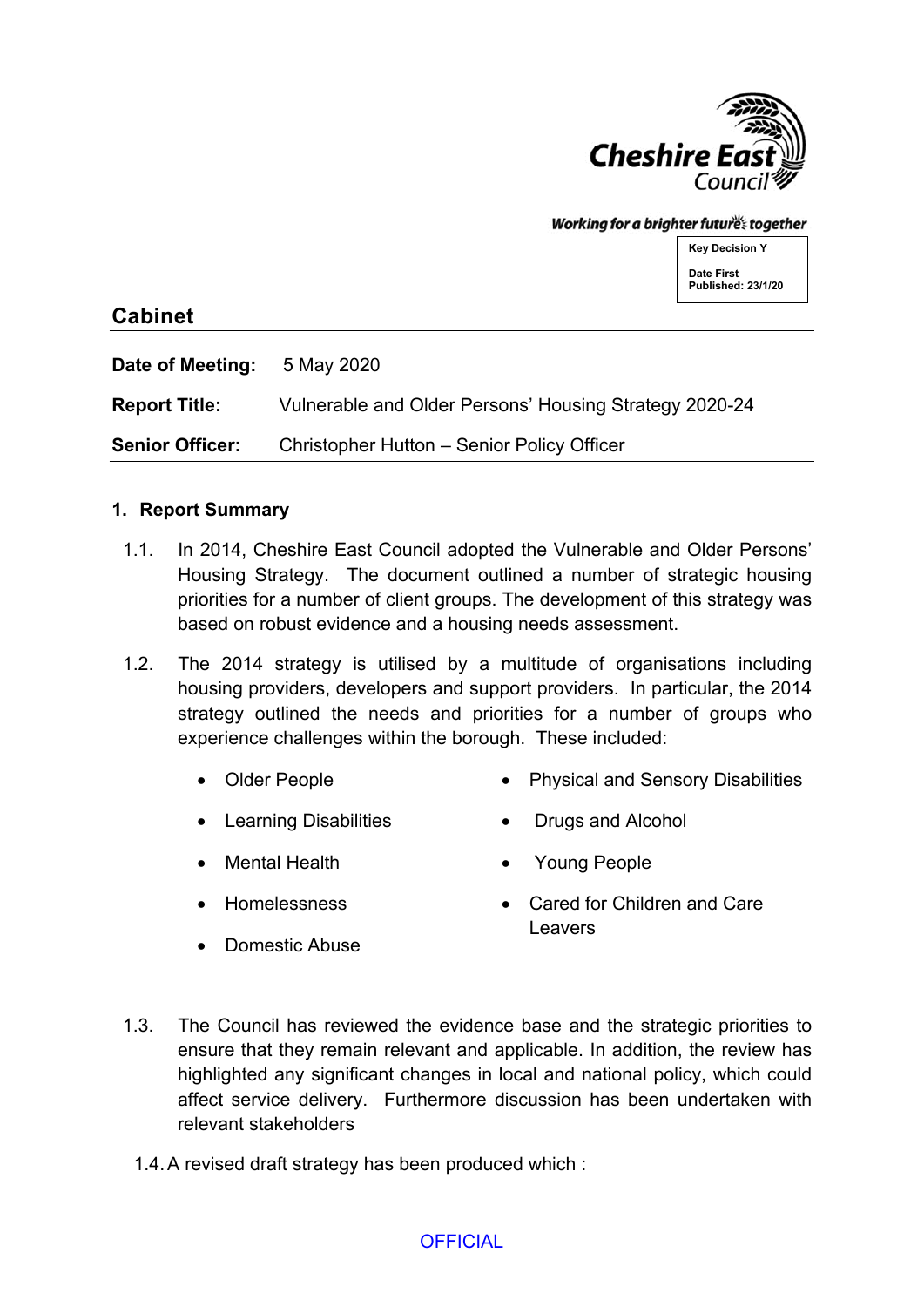Cheshire East Council

Working for a brighter futures together

Key Decision Y

Date First Published: 23/1/20

## Cabinet

**Date of Meeting:** 5 May 2020

**Report Title:** Vulnerable and Older Persons' Housing Strategy 2020-24

**Senior Officer:** Christopher Hutton – Senior Policy Officer

### 1. Report Summary

1.1. In 2014, Cheshire East Council adopted the Vulnerable and Older Persons' Housing Strategy. The document outlined a number of strategic housing priorities for a number of client groups. The development of this strategy was based on robust evidence and a housing needs assessment.

1.2. The 2014 strategy is utilised by a multitude of organisations including housing providers, developers and support providers. In particular, the 2014 strategy outlined the needs and priorities for a number of groups who experience challenges within the borough. These included:

- Older People
- Learning Disabilities
- Mental Health
- Homelessness
- Domestic Abuse
- Physical and Sensory Disabilities
- Drugs and Alcohol
- Young People
- Cared for Children and Care Leavers

1.3. The Council has reviewed the evidence base and the strategic priorities to ensure that they remain relevant and applicable. In addition, the review has highlighted any significant changes in local and national policy, which could affect service delivery. Furthermore discussion has been undertaken with relevant stakeholders

1.4. A revised draft strategy has been produced which :

OFFICIAL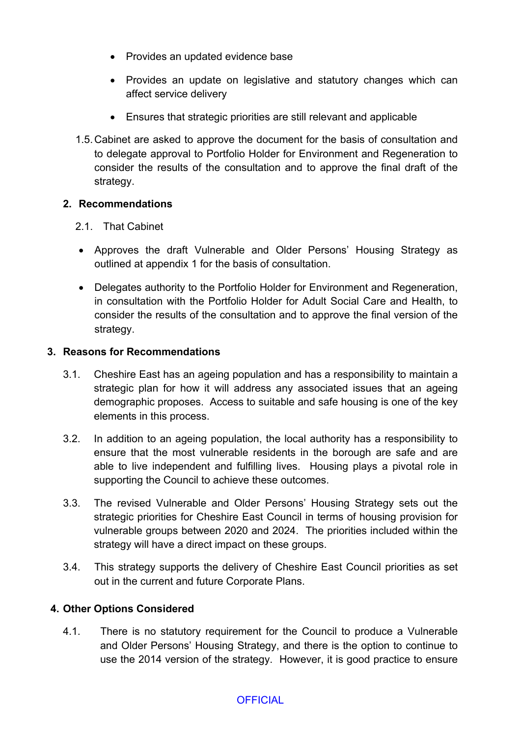- Provides an updated evidence base
- Provides an update on legislative and statutory changes which can affect service delivery
- Ensures that strategic priorities are still relevant and applicable

1.5. Cabinet are asked to approve the document for the basis of consultation and to delegate approval to Portfolio Holder for Environment and Regeneration to consider the results of the consultation and to approve the final draft of the strategy.

## 2. Recommendations

2.1. That Cabinet

- Approves the draft Vulnerable and Older Persons' Housing Strategy as outlined at appendix 1 for the basis of consultation.
- Delegates authority to the Portfolio Holder for Environment and Regeneration, in consultation with the Portfolio Holder for Adult Social Care and Health, to consider the results of the consultation and to approve the final version of the strategy.

## 3. Reasons for Recommendations

3.1. Cheshire East has an ageing population and has a responsibility to maintain a strategic plan for how it will address any associated issues that an ageing demographic proposes. Access to suitable and safe housing is one of the key elements in this process.

3.2. In addition to an ageing population, the local authority has a responsibility to ensure that the most vulnerable residents in the borough are safe and are able to live independent and fulfilling lives. Housing plays a pivotal role in supporting the Council to achieve these outcomes.

3.3. The revised Vulnerable and Older Persons' Housing Strategy sets out the strategic priorities for Cheshire East Council in terms of housing provision for vulnerable groups between 2020 and 2024. The priorities included within the strategy will have a direct impact on these groups.

3.4. This strategy supports the delivery of Cheshire East Council priorities as set out in the current and future Corporate Plans.

## 4. Other Options Considered

4.1. There is no statutory requirement for the Council to produce a Vulnerable and Older Persons' Housing Strategy, and there is the option to continue to use the 2014 version of the strategy. However, it is good practice to ensure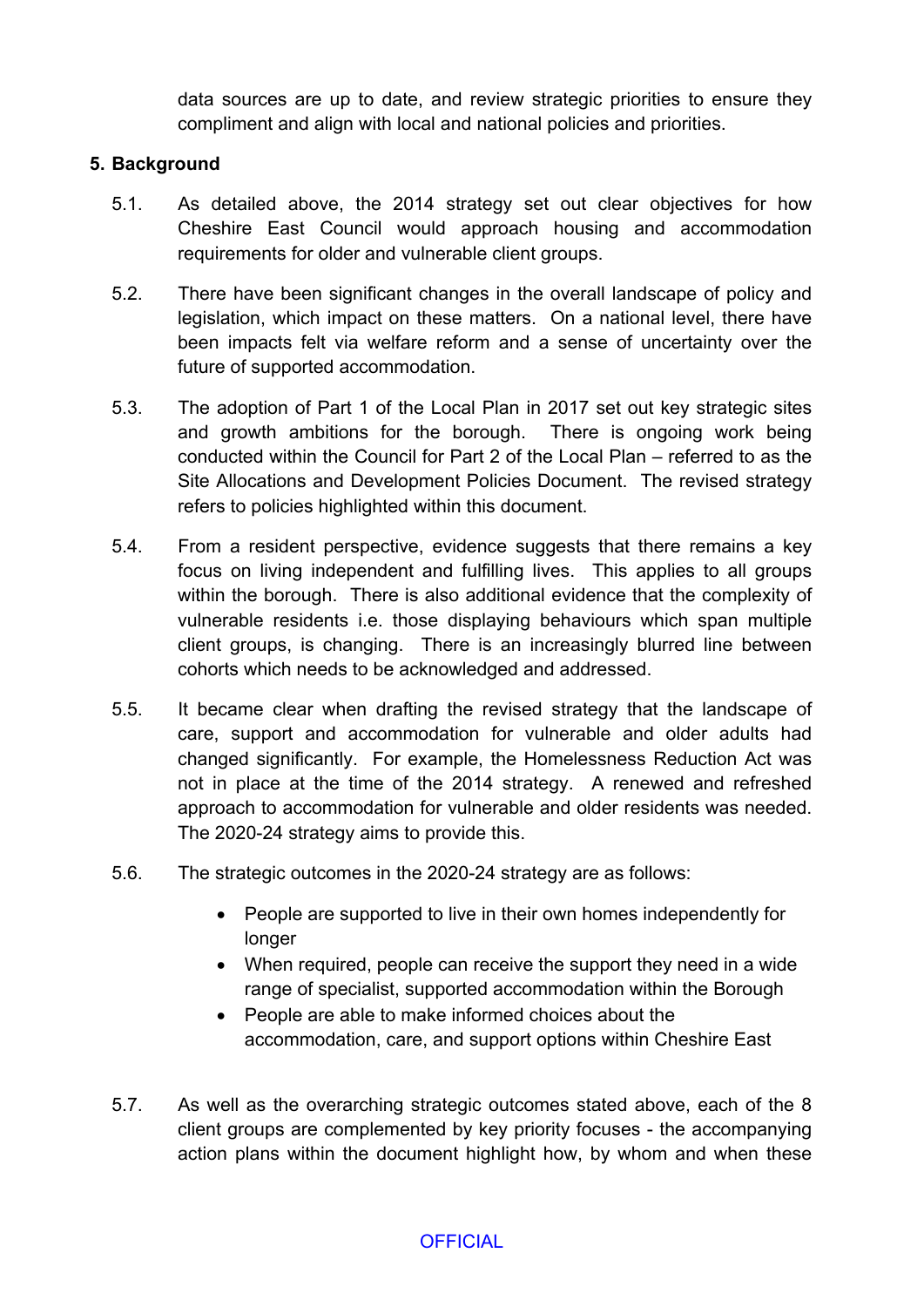data sources are up to date, and review strategic priorities to ensure they compliment and align with local and national policies and priorities.

**5. Background**

5.1. As detailed above, the 2014 strategy set out clear objectives for how Cheshire East Council would approach housing and accommodation requirements for older and vulnerable client groups.

5.2. There have been significant changes in the overall landscape of policy and legislation, which impact on these matters. On a national level, there have been impacts felt via welfare reform and a sense of uncertainty over the future of supported accommodation.

5.3. The adoption of Part 1 of the Local Plan in 2017 set out key strategic sites and growth ambitions for the borough. There is ongoing work being conducted within the Council for Part 2 of the Local Plan – referred to as the Site Allocations and Development Policies Document. The revised strategy refers to policies highlighted within this document.

5.4. From a resident perspective, evidence suggests that there remains a key focus on living independent and fulfilling lives. This applies to all groups within the borough. There is also additional evidence that the complexity of vulnerable residents i.e. those displaying behaviours which span multiple client groups, is changing. There is an increasingly blurred line between cohorts which needs to be acknowledged and addressed.

5.5. It became clear when drafting the revised strategy that the landscape of care, support and accommodation for vulnerable and older adults had changed significantly. For example, the Homelessness Reduction Act was not in place at the time of the 2014 strategy. A renewed and refreshed approach to accommodation for vulnerable and older residents was needed. The 2020-24 strategy aims to provide this.

5.6. The strategic outcomes in the 2020-24 strategy are as follows:

- People are supported to live in their own homes independently for longer
- When required, people can receive the support they need in a wide range of specialist, supported accommodation within the Borough
- People are able to make informed choices about the accommodation, care, and support options within Cheshire East

5.7. As well as the overarching strategic outcomes stated above, each of the 8 client groups are complemented by key priority focuses - the accompanying action plans within the document highlight how, by whom and when these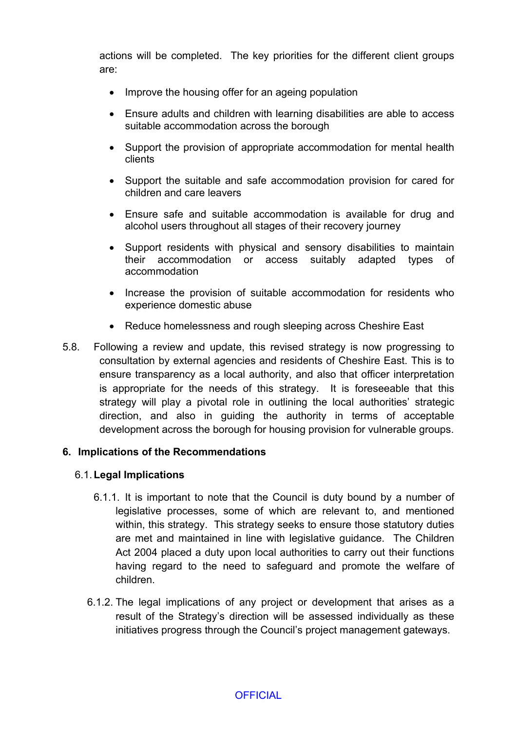actions will be completed. The key priorities for the different client groups are:

- Improve the housing offer for an ageing population
- Ensure adults and children with learning disabilities are able to access suitable accommodation across the borough
- Support the provision of appropriate accommodation for mental health clients
- Support the suitable and safe accommodation provision for cared for children and care leavers
- Ensure safe and suitable accommodation is available for drug and alcohol users throughout all stages of their recovery journey
- Support residents with physical and sensory disabilities to maintain their accommodation or access suitably adapted types of accommodation
- Increase the provision of suitable accommodation for residents who experience domestic abuse
- Reduce homelessness and rough sleeping across Cheshire East

5.8. Following a review and update, this revised strategy is now progressing to consultation by external agencies and residents of Cheshire East. This is to ensure transparency as a local authority, and also that officer interpretation is appropriate for the needs of this strategy. It is foreseeable that this strategy will play a pivotal role in outlining the local authorities' strategic direction, and also in guiding the authority in terms of acceptable development across the borough for housing provision for vulnerable groups.

## 6. Implications of the Recommendations

### 6.1. Legal Implications

6.1.1. It is important to note that the Council is duty bound by a number of legislative processes, some of which are relevant to, and mentioned within, this strategy. This strategy seeks to ensure those statutory duties are met and maintained in line with legislative guidance. The Children Act 2004 placed a duty upon local authorities to carry out their functions having regard to the need to safeguard and promote the welfare of children.

6.1.2. The legal implications of any project or development that arises as a result of the Strategy's direction will be assessed individually as these initiatives progress through the Council's project management gateways.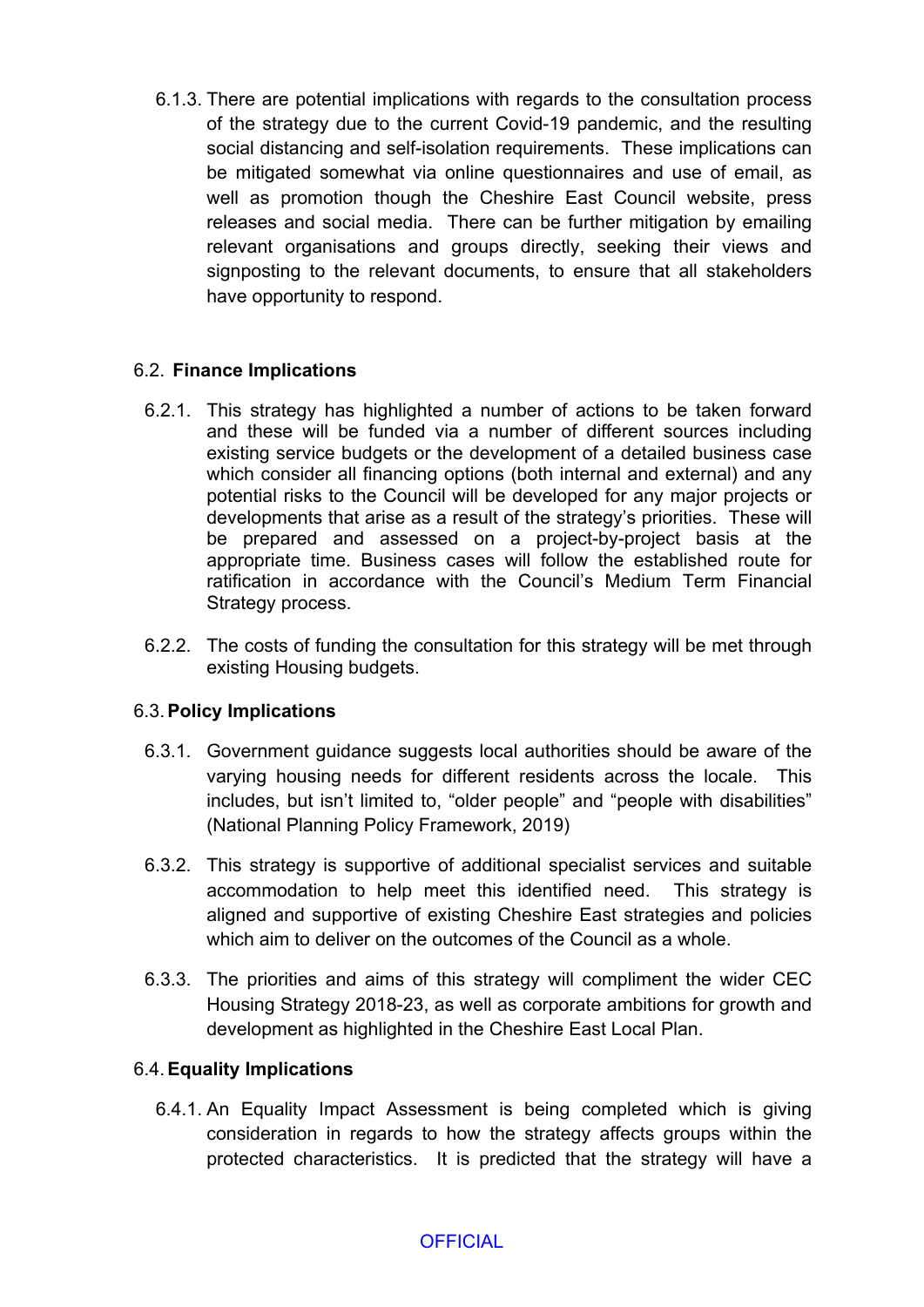6.1.3. There are potential implications with regards to the consultation process of the strategy due to the current Covid-19 pandemic, and the resulting social distancing and self-isolation requirements. These implications can be mitigated somewhat via online questionnaires and use of email, as well as promotion though the Cheshire East Council website, press releases and social media. There can be further mitigation by emailing relevant organisations and groups directly, seeking their views and signposting to the relevant documents, to ensure that all stakeholders have opportunity to respond.

6.2. **Finance Implications**

6.2.1. This strategy has highlighted a number of actions to be taken forward and these will be funded via a number of different sources including existing service budgets or the development of a detailed business case which consider all financing options (both internal and external) and any potential risks to the Council will be developed for any major projects or developments that arise as a result of the strategy's priorities. These will be prepared and assessed on a project-by-project basis at the appropriate time. Business cases will follow the established route for ratification in accordance with the Council's Medium Term Financial Strategy process.

6.2.2. The costs of funding the consultation for this strategy will be met through existing Housing budgets.

6.3. **Policy Implications**

6.3.1. Government guidance suggests local authorities should be aware of the varying housing needs for different residents across the locale. This includes, but isn't limited to, "older people" and "people with disabilities" (National Planning Policy Framework, 2019)

6.3.2. This strategy is supportive of additional specialist services and suitable accommodation to help meet this identified need. This strategy is aligned and supportive of existing Cheshire East strategies and policies which aim to deliver on the outcomes of the Council as a whole.

6.3.3. The priorities and aims of this strategy will compliment the wider CEC Housing Strategy 2018-23, as well as corporate ambitions for growth and development as highlighted in the Cheshire East Local Plan.

6.4. **Equality Implications**

6.4.1. An Equality Impact Assessment is being completed which is giving consideration in regards to how the strategy affects groups within the protected characteristics. It is predicted that the strategy will have a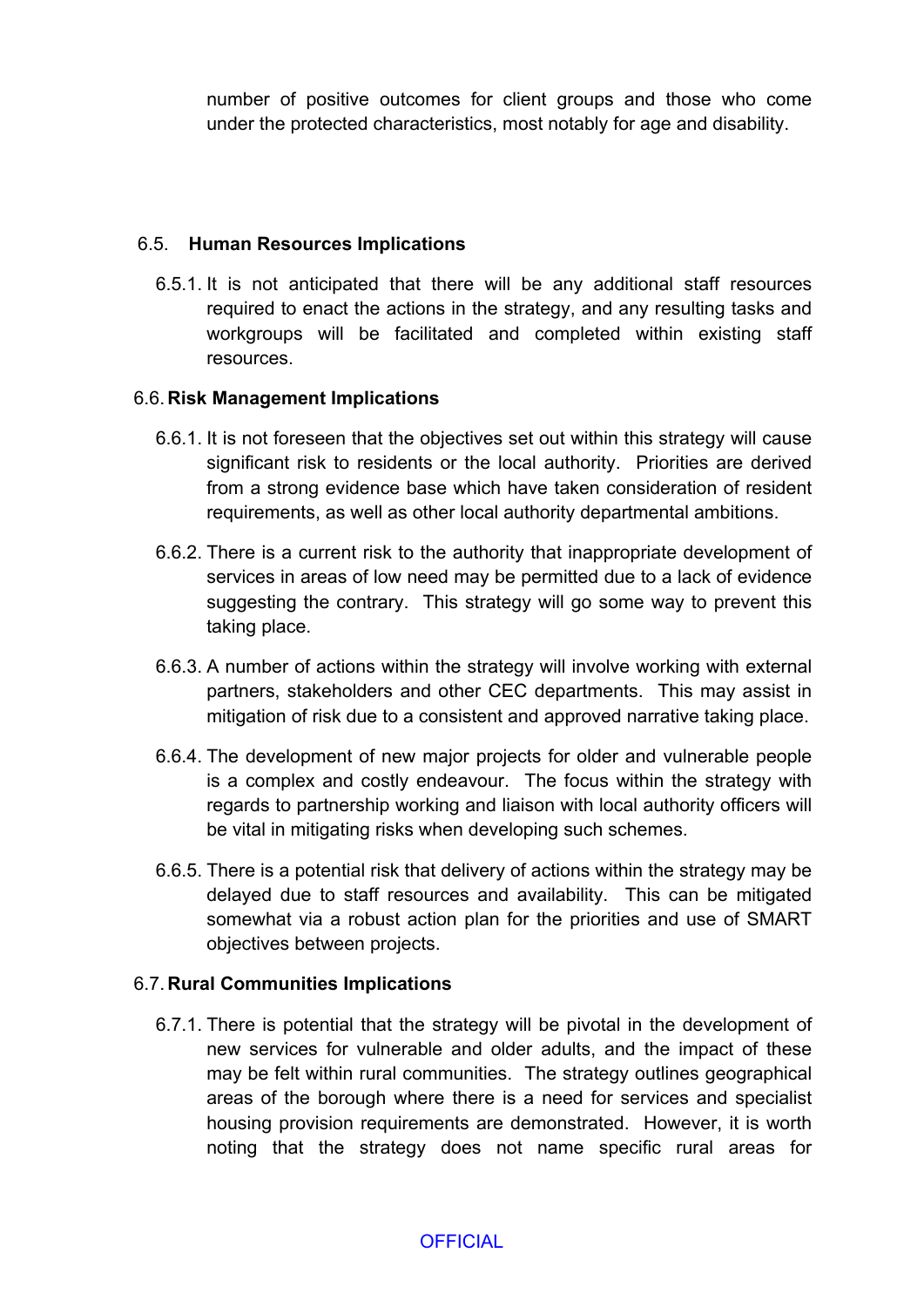number of positive outcomes for client groups and those who come under the protected characteristics, most notably for age and disability.

### 6.5. Human Resources Implications

6.5.1. It is not anticipated that there will be any additional staff resources required to enact the actions in the strategy, and any resulting tasks and workgroups will be facilitated and completed within existing staff resources.

### 6.6. Risk Management Implications

6.6.1. It is not foreseen that the objectives set out within this strategy will cause significant risk to residents or the local authority. Priorities are derived from a strong evidence base which have taken consideration of resident requirements, as well as other local authority departmental ambitions.

6.6.2. There is a current risk to the authority that inappropriate development of services in areas of low need may be permitted due to a lack of evidence suggesting the contrary. This strategy will go some way to prevent this taking place.

6.6.3. A number of actions within the strategy will involve working with external partners, stakeholders and other CEC departments. This may assist in mitigation of risk due to a consistent and approved narrative taking place.

6.6.4. The development of new major projects for older and vulnerable people is a complex and costly endeavour. The focus within the strategy with regards to partnership working and liaison with local authority officers will be vital in mitigating risks when developing such schemes.

6.6.5. There is a potential risk that delivery of actions within the strategy may be delayed due to staff resources and availability. This can be mitigated somewhat via a robust action plan for the priorities and use of SMART objectives between projects.

### 6.7. Rural Communities Implications

6.7.1. There is potential that the strategy will be pivotal in the development of new services for vulnerable and older adults, and the impact of these may be felt within rural communities. The strategy outlines geographical areas of the borough where there is a need for services and specialist housing provision requirements are demonstrated. However, it is worth noting that the strategy does not name specific rural areas for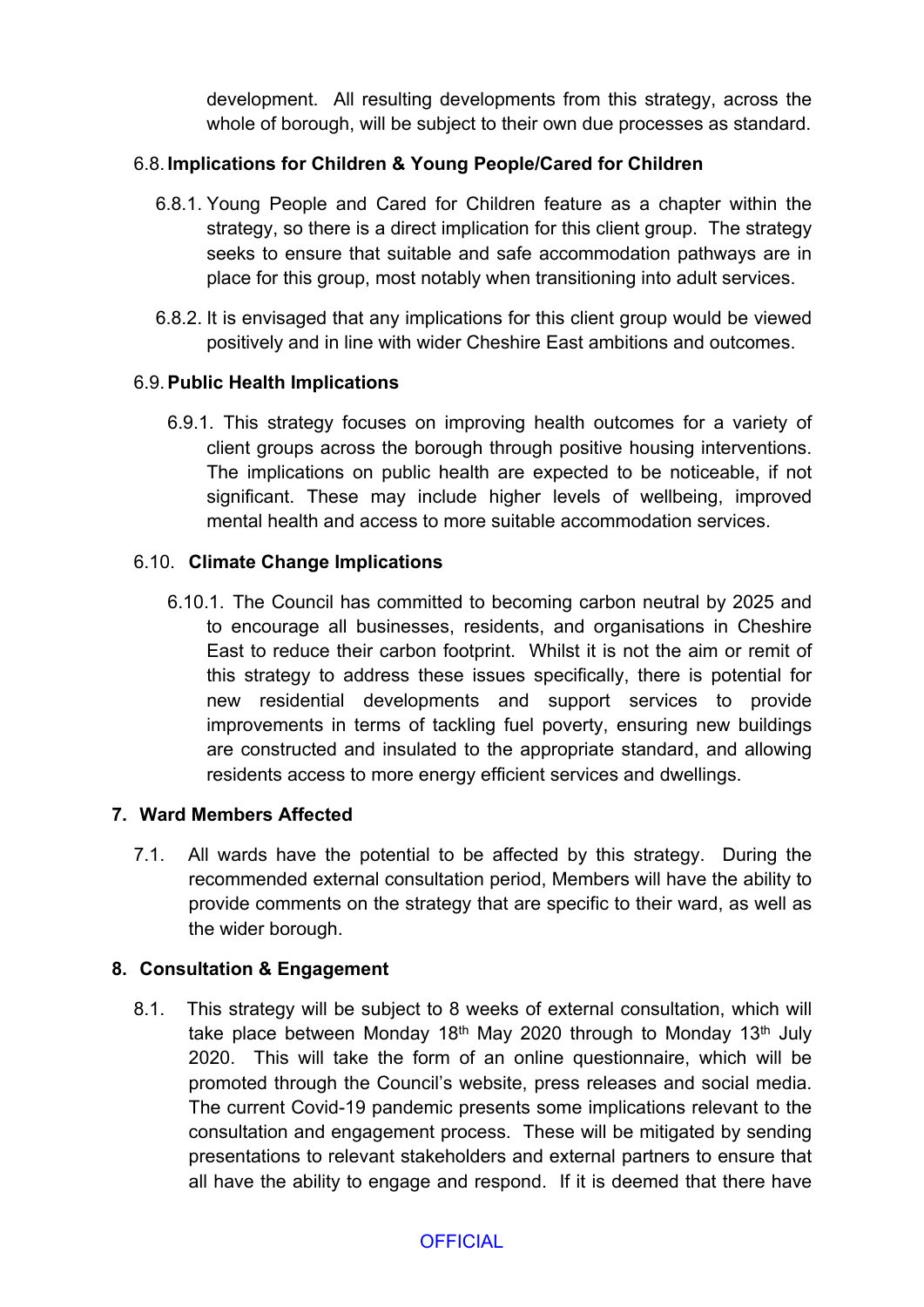development. All resulting developments from this strategy, across the whole of borough, will be subject to their own due processes as standard.

### 6.8. Implications for Children & Young People/Cared for Children

6.8.1. Young People and Cared for Children feature as a chapter within the strategy, so there is a direct implication for this client group. The strategy seeks to ensure that suitable and safe accommodation pathways are in place for this group, most notably when transitioning into adult services.

6.8.2. It is envisaged that any implications for this client group would be viewed positively and in line with wider Cheshire East ambitions and outcomes.

### 6.9. Public Health Implications

6.9.1. This strategy focuses on improving health outcomes for a variety of client groups across the borough through positive housing interventions. The implications on public health are expected to be noticeable, if not significant. These may include higher levels of wellbeing, improved mental health and access to more suitable accommodation services.

### 6.10. Climate Change Implications

6.10.1. The Council has committed to becoming carbon neutral by 2025 and to encourage all businesses, residents, and organisations in Cheshire East to reduce their carbon footprint. Whilst it is not the aim or remit of this strategy to address these issues specifically, there is potential for new residential developments and support services to provide improvements in terms of tackling fuel poverty, ensuring new buildings are constructed and insulated to the appropriate standard, and allowing residents access to more energy efficient services and dwellings.

## 7. Ward Members Affected

7.1. All wards have the potential to be affected by this strategy. During the recommended external consultation period, Members will have the ability to provide comments on the strategy that are specific to their ward, as well as the wider borough.

## 8. Consultation & Engagement

8.1. This strategy will be subject to 8 weeks of external consultation, which will take place between Monday 18th May 2020 through to Monday 13th July 2020. This will take the form of an online questionnaire, which will be promoted through the Council's website, press releases and social media. The current Covid-19 pandemic presents some implications relevant to the consultation and engagement process. These will be mitigated by sending presentations to relevant stakeholders and external partners to ensure that all have the ability to engage and respond. If it is deemed that there have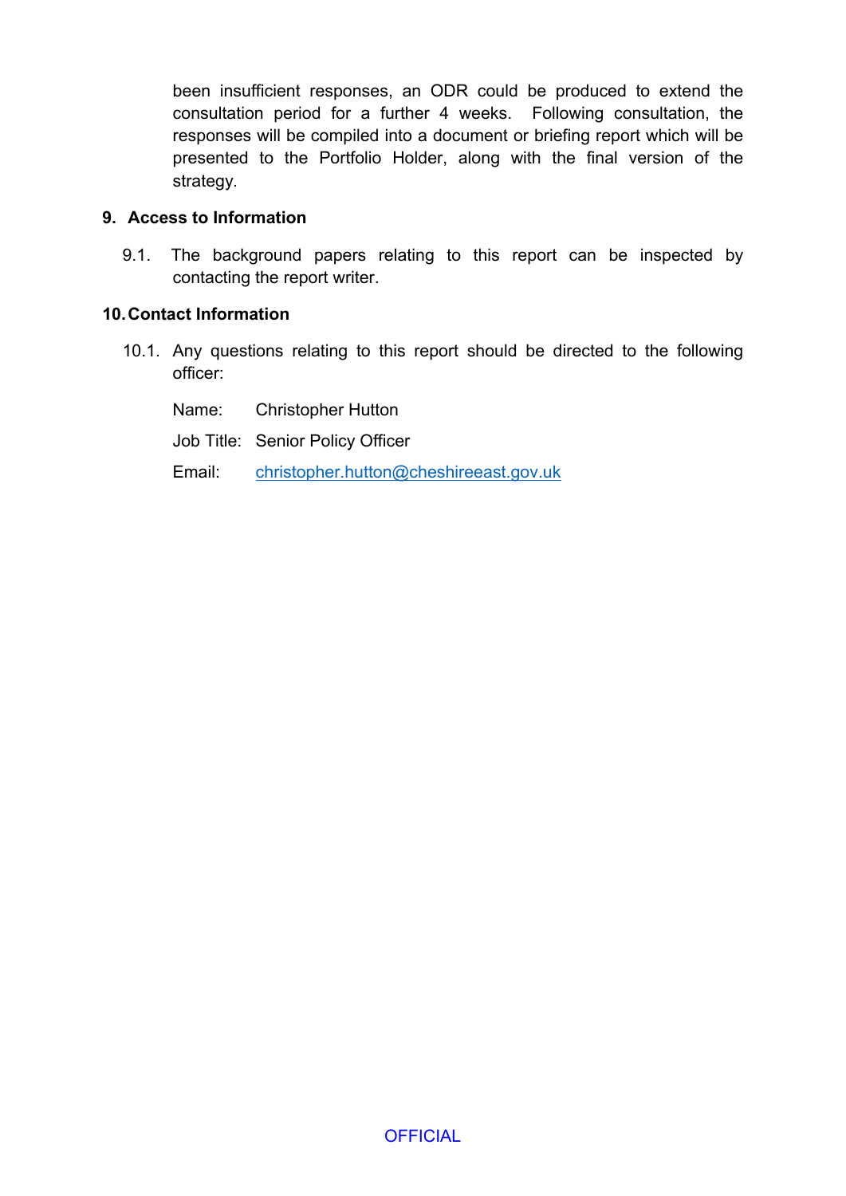been insufficient responses, an ODR could be produced to extend the consultation period for a further 4 weeks. Following consultation, the responses will be compiled into a document or briefing report which will be presented to the Portfolio Holder, along with the final version of the strategy.

## 9. Access to Information

9.1. The background papers relating to this report can be inspected by contacting the report writer.

## 10. Contact Information

10.1. Any questions relating to this report should be directed to the following officer:

Name: Christopher Hutton

Job Title: Senior Policy Officer

Email: christopher.hutton@cheshireeast.gov.uk

OFFICIAL